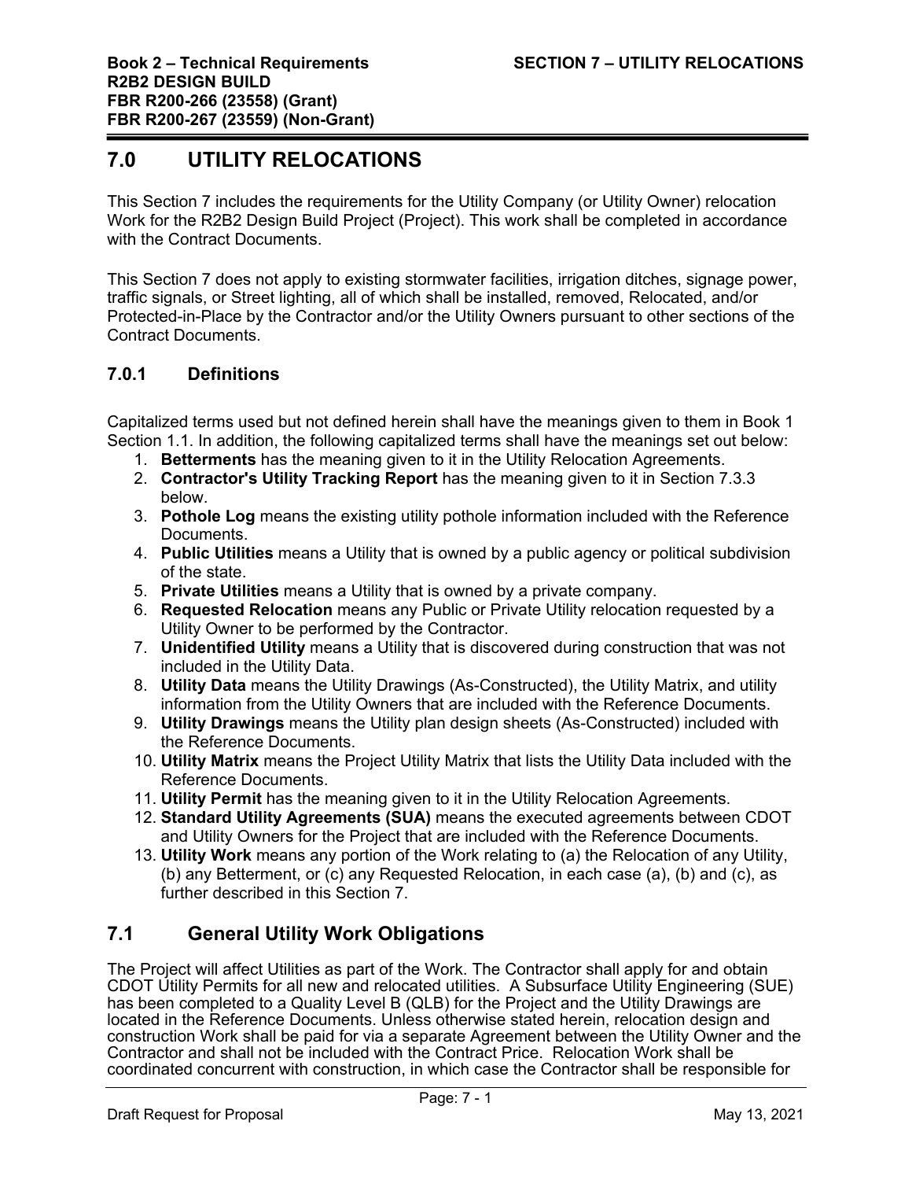# 7.0 UTILITY RELOCATIONS

This Section 7 includes the requirements for the Utility Company (or Utility Owner) relocation Work for the R2B2 Design Build Project (Project). This work shall be completed in accordance with the Contract Documents.

This Section 7 does not apply to existing stormwater facilities, irrigation ditches, signage power, traffic signals, or Street lighting, all of which shall be installed, removed, Relocated, and/or Protected-in-Place by the Contractor and/or the Utility Owners pursuant to other sections of the Contract Documents.

## 7.0.1 Definitions

Capitalized terms used but not defined herein shall have the meanings given to them in Book 1 Section 1.1. In addition, the following capitalized terms shall have the meanings set out below:

1. **Betterments** has the meaning given to it in the Utility Relocation Agreements.
2. **Contractor's Utility Tracking Report** has the meaning given to it in Section 7.3.3 below.
3. **Pothole Log** means the existing utility pothole information included with the Reference Documents.
4. **Public Utilities** means a Utility that is owned by a public agency or political subdivision of the state.
5. **Private Utilities** means a Utility that is owned by a private company.
6. **Requested Relocation** means any Public or Private Utility relocation requested by a Utility Owner to be performed by the Contractor.
7. **Unidentified Utility** means a Utility that is discovered during construction that was not included in the Utility Data.
8. **Utility Data** means the Utility Drawings (As-Constructed), the Utility Matrix, and utility information from the Utility Owners that are included with the Reference Documents.
9. **Utility Drawings** means the Utility plan design sheets (As-Constructed) included with the Reference Documents.
10. **Utility Matrix** means the Project Utility Matrix that lists the Utility Data included with the Reference Documents.
11. **Utility Permit** has the meaning given to it in the Utility Relocation Agreements.
12. **Standard Utility Agreements (SUA)** means the executed agreements between CDOT and Utility Owners for the Project that are included with the Reference Documents.
13. **Utility Work** means any portion of the Work relating to (a) the Relocation of any Utility, (b) any Betterment, or (c) any Requested Relocation, in each case (a), (b) and (c), as further described in this Section 7.

# 7.1 General Utility Work Obligations

The Project will affect Utilities as part of the Work. The Contractor shall apply for and obtain CDOT Utility Permits for all new and relocated utilities. A Subsurface Utility Engineering (SUE) has been completed to a Quality Level B (QLB) for the Project and the Utility Drawings are located in the Reference Documents. Unless otherwise stated herein, relocation design and construction Work shall be paid for via a separate Agreement between the Utility Owner and the Contractor and shall not be included with the Contract Price. Relocation Work shall be coordinated concurrent with construction, in which case the Contractor shall be responsible for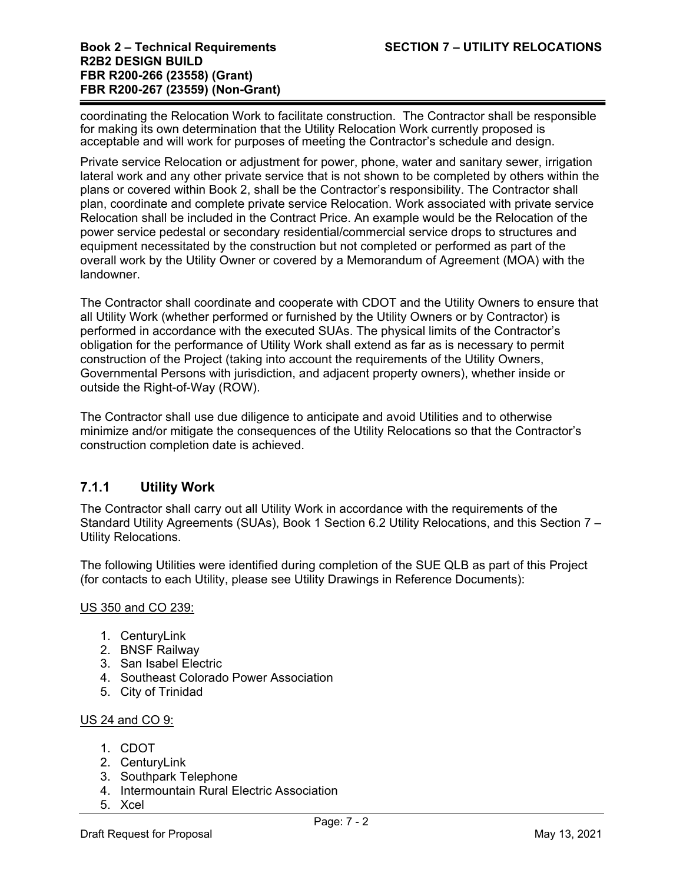coordinating the Relocation Work to facilitate construction. The Contractor shall be responsible for making its own determination that the Utility Relocation Work currently proposed is acceptable and will work for purposes of meeting the Contractor's schedule and design.

Private service Relocation or adjustment for power, phone, water and sanitary sewer, irrigation lateral work and any other private service that is not shown to be completed by others within the plans or covered within Book 2, shall be the Contractor's responsibility. The Contractor shall plan, coordinate and complete private service Relocation. Work associated with private service Relocation shall be included in the Contract Price. An example would be the Relocation of the power service pedestal or secondary residential/commercial service drops to structures and equipment necessitated by the construction but not completed or performed as part of the overall work by the Utility Owner or covered by a Memorandum of Agreement (MOA) with the landowner.

The Contractor shall coordinate and cooperate with CDOT and the Utility Owners to ensure that all Utility Work (whether performed or furnished by the Utility Owners or by Contractor) is performed in accordance with the executed SUAs. The physical limits of the Contractor's obligation for the performance of Utility Work shall extend as far as is necessary to permit construction of the Project (taking into account the requirements of the Utility Owners, Governmental Persons with jurisdiction, and adjacent property owners), whether inside or outside the Right-of-Way (ROW).

The Contractor shall use due diligence to anticipate and avoid Utilities and to otherwise minimize and/or mitigate the consequences of the Utility Relocations so that the Contractor's construction completion date is achieved.

### 7.1.1 Utility Work

The Contractor shall carry out all Utility Work in accordance with the requirements of the Standard Utility Agreements (SUAs), Book 1 Section 6.2 Utility Relocations, and this Section 7 – Utility Relocations.

The following Utilities were identified during completion of the SUE QLB as part of this Project (for contacts to each Utility, please see Utility Drawings in Reference Documents):

US 350 and CO 239:

1. CenturyLink
2. BNSF Railway
3. San Isabel Electric
4. Southeast Colorado Power Association
5. City of Trinidad

US 24 and CO 9:

1. CDOT
2. CenturyLink
3. Southpark Telephone
4. Intermountain Rural Electric Association
5. Xcel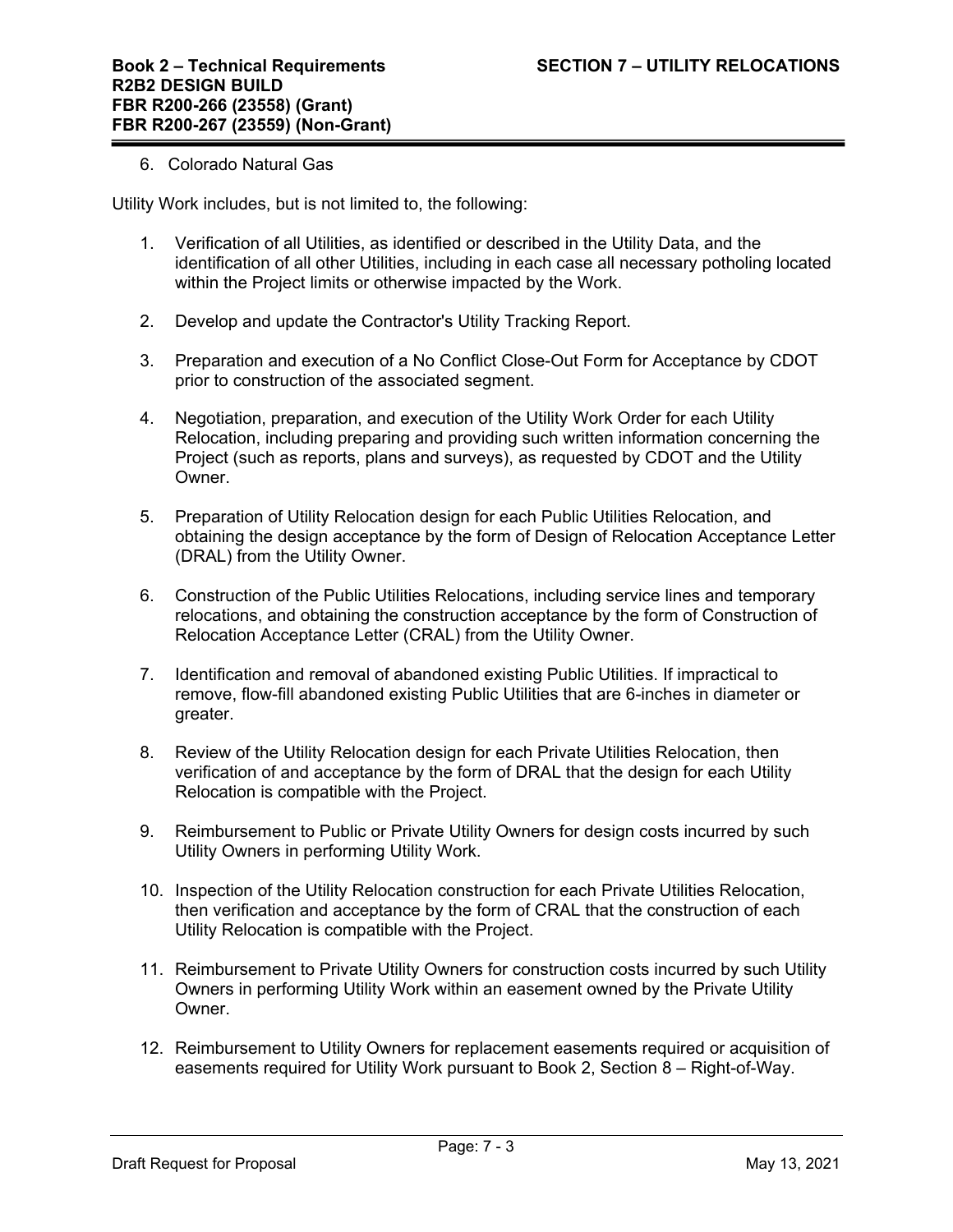6. Colorado Natural Gas

Utility Work includes, but is not limited to, the following:

1. Verification of all Utilities, as identified or described in the Utility Data, and the identification of all other Utilities, including in each case all necessary potholing located within the Project limits or otherwise impacted by the Work.
2. Develop and update the Contractor's Utility Tracking Report.
3. Preparation and execution of a No Conflict Close-Out Form for Acceptance by CDOT prior to construction of the associated segment.
4. Negotiation, preparation, and execution of the Utility Work Order for each Utility Relocation, including preparing and providing such written information concerning the Project (such as reports, plans and surveys), as requested by CDOT and the Utility Owner.
5. Preparation of Utility Relocation design for each Public Utilities Relocation, and obtaining the design acceptance by the form of Design of Relocation Acceptance Letter (DRAL) from the Utility Owner.
6. Construction of the Public Utilities Relocations, including service lines and temporary relocations, and obtaining the construction acceptance by the form of Construction of Relocation Acceptance Letter (CRAL) from the Utility Owner.
7. Identification and removal of abandoned existing Public Utilities. If impractical to remove, flow-fill abandoned existing Public Utilities that are 6-inches in diameter or greater.
8. Review of the Utility Relocation design for each Private Utilities Relocation, then verification of and acceptance by the form of DRAL that the design for each Utility Relocation is compatible with the Project.
9. Reimbursement to Public or Private Utility Owners for design costs incurred by such Utility Owners in performing Utility Work.
10. Inspection of the Utility Relocation construction for each Private Utilities Relocation, then verification and acceptance by the form of CRAL that the construction of each Utility Relocation is compatible with the Project.
11. Reimbursement to Private Utility Owners for construction costs incurred by such Utility Owners in performing Utility Work within an easement owned by the Private Utility Owner.
12. Reimbursement to Utility Owners for replacement easements required or acquisition of easements required for Utility Work pursuant to Book 2, Section 8 – Right-of-Way.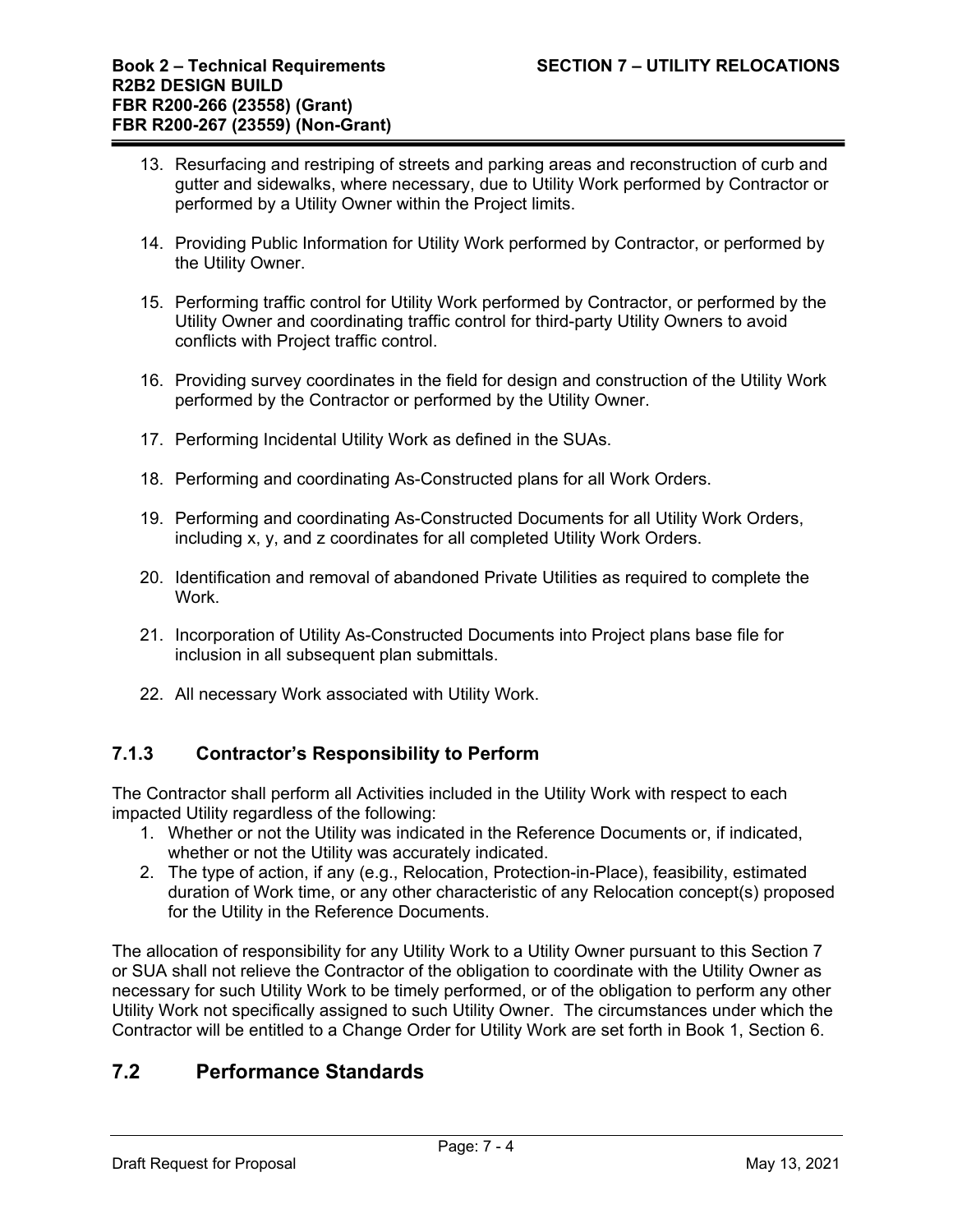13. Resurfacing and restriping of streets and parking areas and reconstruction of curb and gutter and sidewalks, where necessary, due to Utility Work performed by Contractor or performed by a Utility Owner within the Project limits.

14. Providing Public Information for Utility Work performed by Contractor, or performed by the Utility Owner.

15. Performing traffic control for Utility Work performed by Contractor, or performed by the Utility Owner and coordinating traffic control for third-party Utility Owners to avoid conflicts with Project traffic control.

16. Providing survey coordinates in the field for design and construction of the Utility Work performed by the Contractor or performed by the Utility Owner.

17. Performing Incidental Utility Work as defined in the SUAs.

18. Performing and coordinating As-Constructed plans for all Work Orders.

19. Performing and coordinating As-Constructed Documents for all Utility Work Orders, including x, y, and z coordinates for all completed Utility Work Orders.

20. Identification and removal of abandoned Private Utilities as required to complete the Work.

21. Incorporation of Utility As-Constructed Documents into Project plans base file for inclusion in all subsequent plan submittals.

22. All necessary Work associated with Utility Work.

### 7.1.3 Contractor's Responsibility to Perform

The Contractor shall perform all Activities included in the Utility Work with respect to each impacted Utility regardless of the following:

1. Whether or not the Utility was indicated in the Reference Documents or, if indicated, whether or not the Utility was accurately indicated.
2. The type of action, if any (e.g., Relocation, Protection-in-Place), feasibility, estimated duration of Work time, or any other characteristic of any Relocation concept(s) proposed for the Utility in the Reference Documents.

The allocation of responsibility for any Utility Work to a Utility Owner pursuant to this Section 7 or SUA shall not relieve the Contractor of the obligation to coordinate with the Utility Owner as necessary for such Utility Work to be timely performed, or of the obligation to perform any other Utility Work not specifically assigned to such Utility Owner. The circumstances under which the Contractor will be entitled to a Change Order for Utility Work are set forth in Book 1, Section 6.

## 7.2 Performance Standards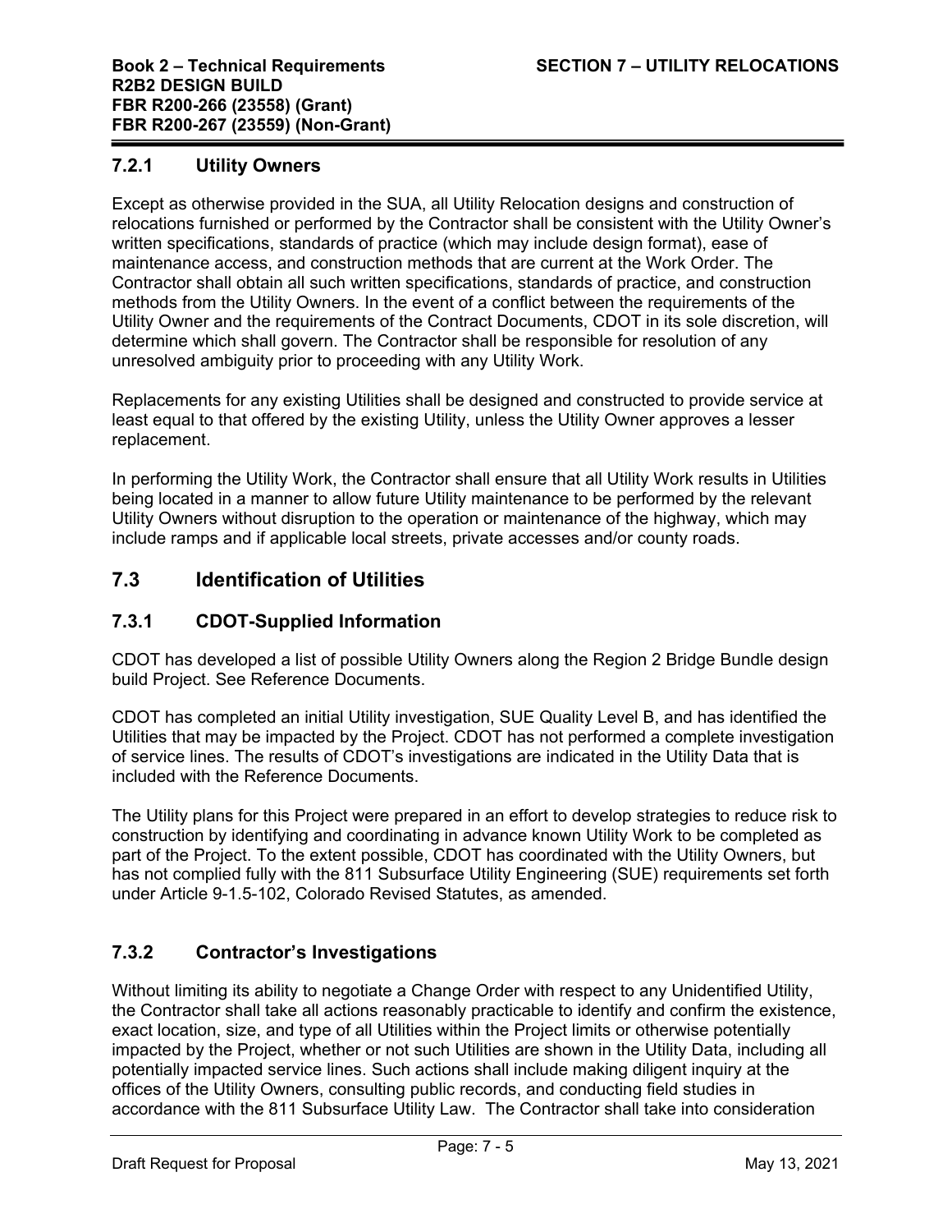### 7.2.1 Utility Owners

Except as otherwise provided in the SUA, all Utility Relocation designs and construction of relocations furnished or performed by the Contractor shall be consistent with the Utility Owner's written specifications, standards of practice (which may include design format), ease of maintenance access, and construction methods that are current at the Work Order. The Contractor shall obtain all such written specifications, standards of practice, and construction methods from the Utility Owners. In the event of a conflict between the requirements of the Utility Owner and the requirements of the Contract Documents, CDOT in its sole discretion, will determine which shall govern. The Contractor shall be responsible for resolution of any unresolved ambiguity prior to proceeding with any Utility Work.

Replacements for any existing Utilities shall be designed and constructed to provide service at least equal to that offered by the existing Utility, unless the Utility Owner approves a lesser replacement.

In performing the Utility Work, the Contractor shall ensure that all Utility Work results in Utilities being located in a manner to allow future Utility maintenance to be performed by the relevant Utility Owners without disruption to the operation or maintenance of the highway, which may include ramps and if applicable local streets, private accesses and/or county roads.

## 7.3 Identification of Utilities

### 7.3.1 CDOT-Supplied Information

CDOT has developed a list of possible Utility Owners along the Region 2 Bridge Bundle design build Project. See Reference Documents.

CDOT has completed an initial Utility investigation, SUE Quality Level B, and has identified the Utilities that may be impacted by the Project. CDOT has not performed a complete investigation of service lines. The results of CDOT's investigations are indicated in the Utility Data that is included with the Reference Documents.

The Utility plans for this Project were prepared in an effort to develop strategies to reduce risk to construction by identifying and coordinating in advance known Utility Work to be completed as part of the Project. To the extent possible, CDOT has coordinated with the Utility Owners, but has not complied fully with the 811 Subsurface Utility Engineering (SUE) requirements set forth under Article 9-1.5-102, Colorado Revised Statutes, as amended.

### 7.3.2 Contractor's Investigations

Without limiting its ability to negotiate a Change Order with respect to any Unidentified Utility, the Contractor shall take all actions reasonably practicable to identify and confirm the existence, exact location, size, and type of all Utilities within the Project limits or otherwise potentially impacted by the Project, whether or not such Utilities are shown in the Utility Data, including all potentially impacted service lines. Such actions shall include making diligent inquiry at the offices of the Utility Owners, consulting public records, and conducting field studies in accordance with the 811 Subsurface Utility Law. The Contractor shall take into consideration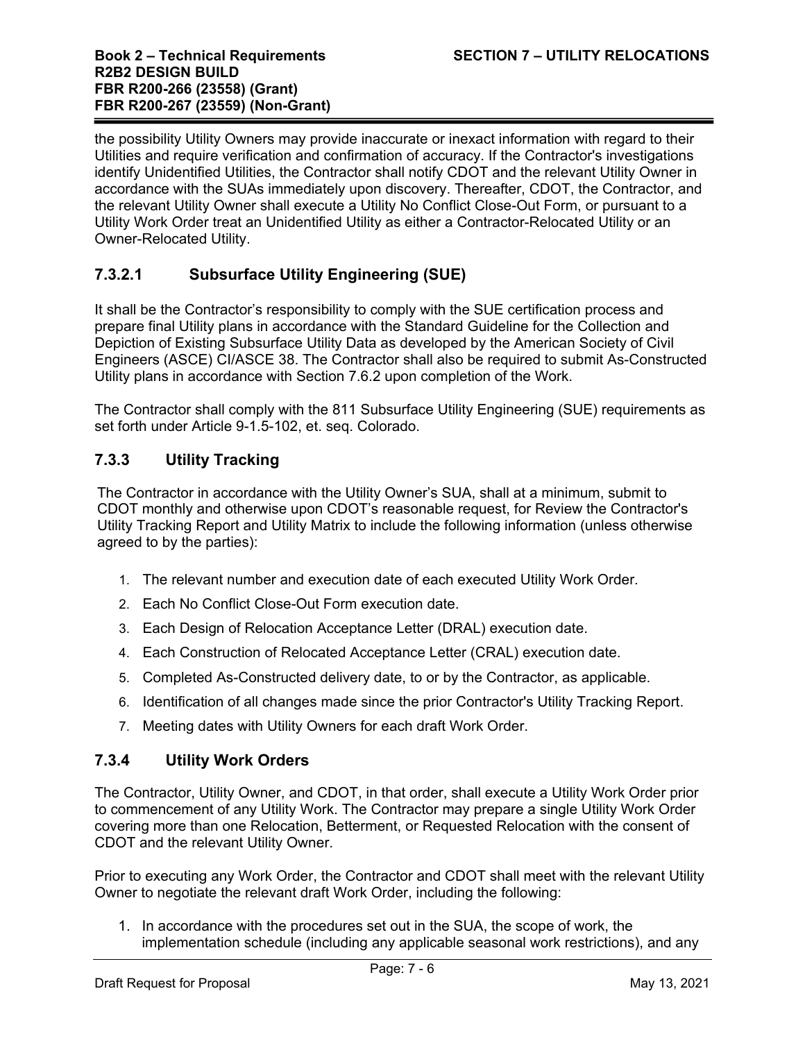the possibility Utility Owners may provide inaccurate or inexact information with regard to their Utilities and require verification and confirmation of accuracy. If the Contractor's investigations identify Unidentified Utilities, the Contractor shall notify CDOT and the relevant Utility Owner in accordance with the SUAs immediately upon discovery. Thereafter, CDOT, the Contractor, and the relevant Utility Owner shall execute a Utility No Conflict Close-Out Form, or pursuant to a Utility Work Order treat an Unidentified Utility as either a Contractor-Relocated Utility or an Owner-Relocated Utility.

#### 7.3.2.1 Subsurface Utility Engineering (SUE)

It shall be the Contractor's responsibility to comply with the SUE certification process and prepare final Utility plans in accordance with the Standard Guideline for the Collection and Depiction of Existing Subsurface Utility Data as developed by the American Society of Civil Engineers (ASCE) CI/ASCE 38. The Contractor shall also be required to submit As-Constructed Utility plans in accordance with Section 7.6.2 upon completion of the Work.

The Contractor shall comply with the 811 Subsurface Utility Engineering (SUE) requirements as set forth under Article 9-1.5-102, et. seq. Colorado.

### 7.3.3 Utility Tracking

The Contractor in accordance with the Utility Owner's SUA, shall at a minimum, submit to CDOT monthly and otherwise upon CDOT's reasonable request, for Review the Contractor's Utility Tracking Report and Utility Matrix to include the following information (unless otherwise agreed to by the parties):

1. The relevant number and execution date of each executed Utility Work Order.
2. Each No Conflict Close-Out Form execution date.
3. Each Design of Relocation Acceptance Letter (DRAL) execution date.
4. Each Construction of Relocated Acceptance Letter (CRAL) execution date.
5. Completed As-Constructed delivery date, to or by the Contractor, as applicable.
6. Identification of all changes made since the prior Contractor's Utility Tracking Report.
7. Meeting dates with Utility Owners for each draft Work Order.

### 7.3.4 Utility Work Orders

The Contractor, Utility Owner, and CDOT, in that order, shall execute a Utility Work Order prior to commencement of any Utility Work. The Contractor may prepare a single Utility Work Order covering more than one Relocation, Betterment, or Requested Relocation with the consent of CDOT and the relevant Utility Owner.

Prior to executing any Work Order, the Contractor and CDOT shall meet with the relevant Utility Owner to negotiate the relevant draft Work Order, including the following:

1. In accordance with the procedures set out in the SUA, the scope of work, the implementation schedule (including any applicable seasonal work restrictions), and any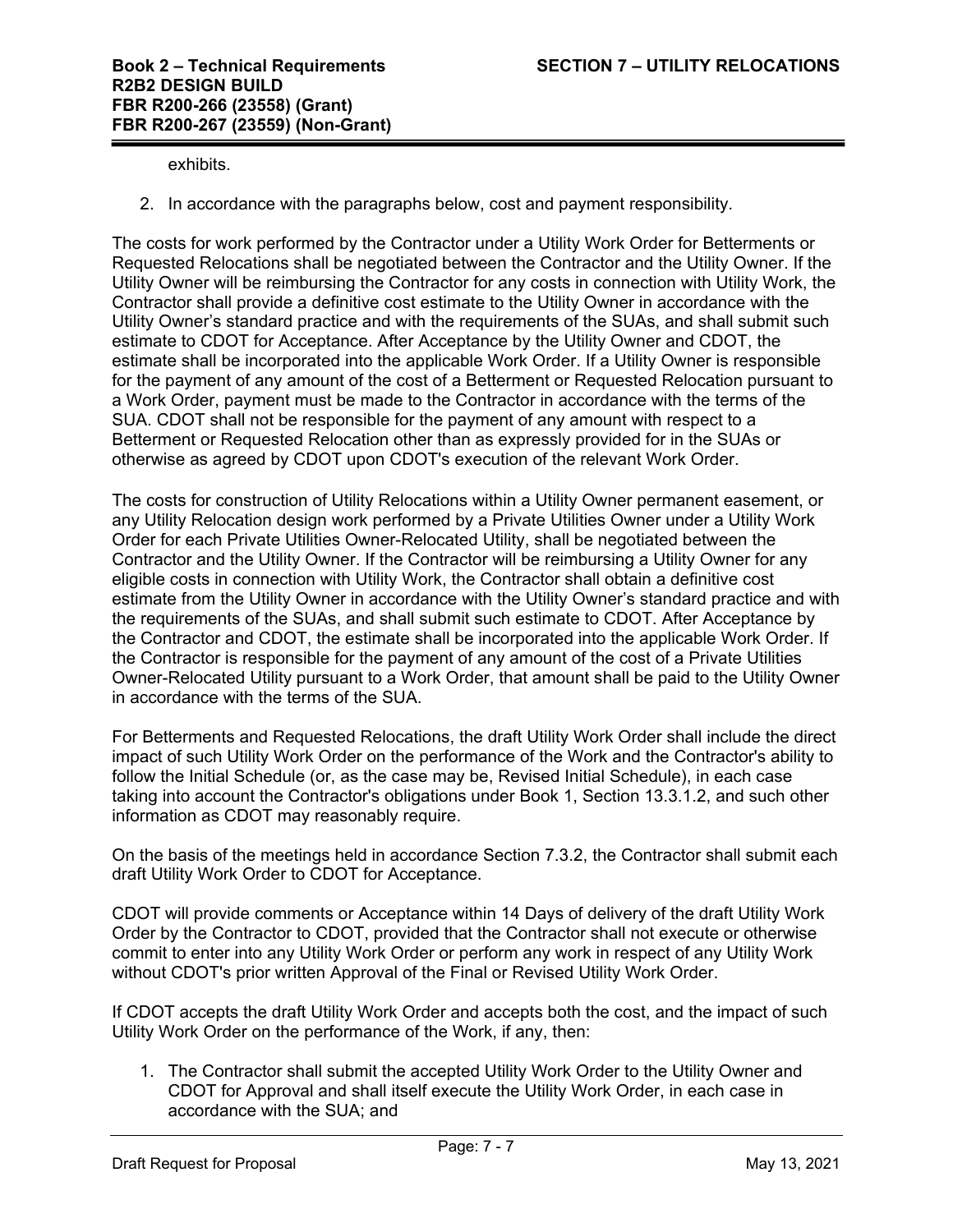exhibits.

2. In accordance with the paragraphs below, cost and payment responsibility.

The costs for work performed by the Contractor under a Utility Work Order for Betterments or Requested Relocations shall be negotiated between the Contractor and the Utility Owner. If the Utility Owner will be reimbursing the Contractor for any costs in connection with Utility Work, the Contractor shall provide a definitive cost estimate to the Utility Owner in accordance with the Utility Owner's standard practice and with the requirements of the SUAs, and shall submit such estimate to CDOT for Acceptance. After Acceptance by the Utility Owner and CDOT, the estimate shall be incorporated into the applicable Work Order. If a Utility Owner is responsible for the payment of any amount of the cost of a Betterment or Requested Relocation pursuant to a Work Order, payment must be made to the Contractor in accordance with the terms of the SUA. CDOT shall not be responsible for the payment of any amount with respect to a Betterment or Requested Relocation other than as expressly provided for in the SUAs or otherwise as agreed by CDOT upon CDOT's execution of the relevant Work Order.

The costs for construction of Utility Relocations within a Utility Owner permanent easement, or any Utility Relocation design work performed by a Private Utilities Owner under a Utility Work Order for each Private Utilities Owner-Relocated Utility, shall be negotiated between the Contractor and the Utility Owner. If the Contractor will be reimbursing a Utility Owner for any eligible costs in connection with Utility Work, the Contractor shall obtain a definitive cost estimate from the Utility Owner in accordance with the Utility Owner's standard practice and with the requirements of the SUAs, and shall submit such estimate to CDOT. After Acceptance by the Contractor and CDOT, the estimate shall be incorporated into the applicable Work Order. If the Contractor is responsible for the payment of any amount of the cost of a Private Utilities Owner-Relocated Utility pursuant to a Work Order, that amount shall be paid to the Utility Owner in accordance with the terms of the SUA.

For Betterments and Requested Relocations, the draft Utility Work Order shall include the direct impact of such Utility Work Order on the performance of the Work and the Contractor's ability to follow the Initial Schedule (or, as the case may be, Revised Initial Schedule), in each case taking into account the Contractor's obligations under Book 1, Section 13.3.1.2, and such other information as CDOT may reasonably require.

On the basis of the meetings held in accordance Section 7.3.2, the Contractor shall submit each draft Utility Work Order to CDOT for Acceptance.

CDOT will provide comments or Acceptance within 14 Days of delivery of the draft Utility Work Order by the Contractor to CDOT, provided that the Contractor shall not execute or otherwise commit to enter into any Utility Work Order or perform any work in respect of any Utility Work without CDOT's prior written Approval of the Final or Revised Utility Work Order.

If CDOT accepts the draft Utility Work Order and accepts both the cost, and the impact of such Utility Work Order on the performance of the Work, if any, then:

1. The Contractor shall submit the accepted Utility Work Order to the Utility Owner and CDOT for Approval and shall itself execute the Utility Work Order, in each case in accordance with the SUA; and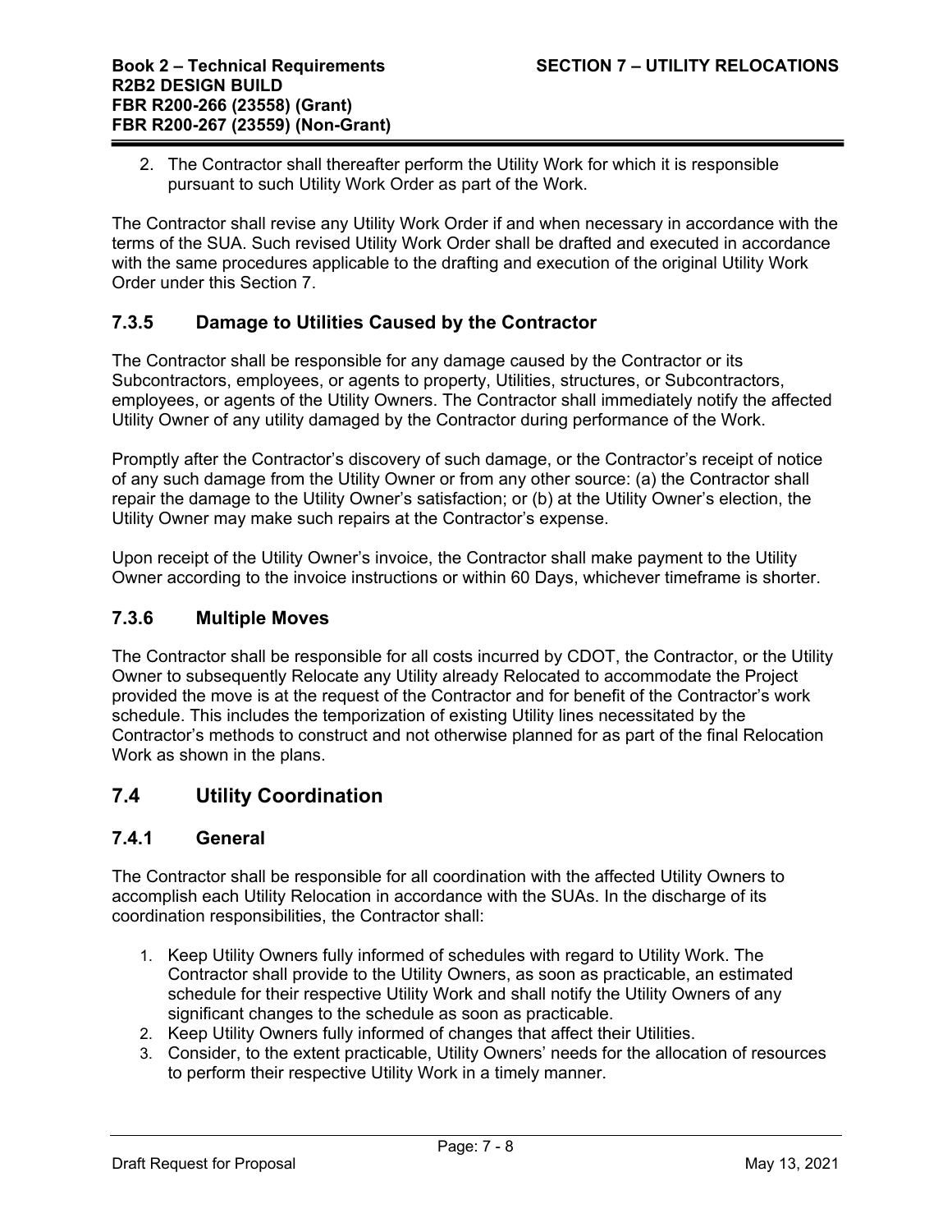2. The Contractor shall thereafter perform the Utility Work for which it is responsible pursuant to such Utility Work Order as part of the Work.

The Contractor shall revise any Utility Work Order if and when necessary in accordance with the terms of the SUA. Such revised Utility Work Order shall be drafted and executed in accordance with the same procedures applicable to the drafting and execution of the original Utility Work Order under this Section 7.

### 7.3.5 Damage to Utilities Caused by the Contractor

The Contractor shall be responsible for any damage caused by the Contractor or its Subcontractors, employees, or agents to property, Utilities, structures, or Subcontractors, employees, or agents of the Utility Owners. The Contractor shall immediately notify the affected Utility Owner of any utility damaged by the Contractor during performance of the Work.

Promptly after the Contractor's discovery of such damage, or the Contractor's receipt of notice of any such damage from the Utility Owner or from any other source: (a) the Contractor shall repair the damage to the Utility Owner's satisfaction; or (b) at the Utility Owner's election, the Utility Owner may make such repairs at the Contractor's expense.

Upon receipt of the Utility Owner's invoice, the Contractor shall make payment to the Utility Owner according to the invoice instructions or within 60 Days, whichever timeframe is shorter.

### 7.3.6 Multiple Moves

The Contractor shall be responsible for all costs incurred by CDOT, the Contractor, or the Utility Owner to subsequently Relocate any Utility already Relocated to accommodate the Project provided the move is at the request of the Contractor and for benefit of the Contractor's work schedule. This includes the temporization of existing Utility lines necessitated by the Contractor's methods to construct and not otherwise planned for as part of the final Relocation Work as shown in the plans.

## 7.4 Utility Coordination

### 7.4.1 General

The Contractor shall be responsible for all coordination with the affected Utility Owners to accomplish each Utility Relocation in accordance with the SUAs. In the discharge of its coordination responsibilities, the Contractor shall:

1. Keep Utility Owners fully informed of schedules with regard to Utility Work. The Contractor shall provide to the Utility Owners, as soon as practicable, an estimated schedule for their respective Utility Work and shall notify the Utility Owners of any significant changes to the schedule as soon as practicable.
2. Keep Utility Owners fully informed of changes that affect their Utilities.
3. Consider, to the extent practicable, Utility Owners' needs for the allocation of resources to perform their respective Utility Work in a timely manner.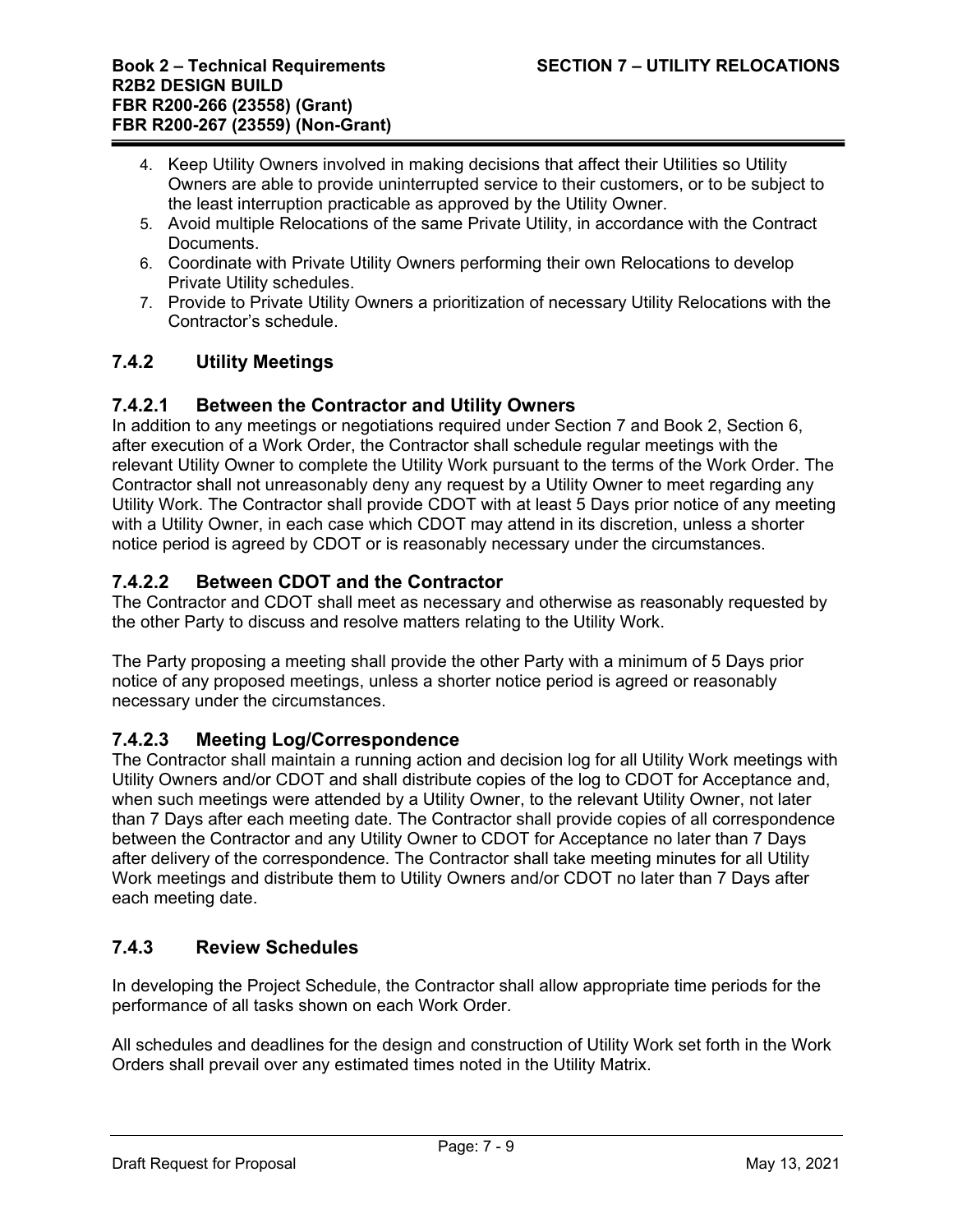4. Keep Utility Owners involved in making decisions that affect their Utilities so Utility Owners are able to provide uninterrupted service to their customers, or to be subject to the least interruption practicable as approved by the Utility Owner.
5. Avoid multiple Relocations of the same Private Utility, in accordance with the Contract Documents.
6. Coordinate with Private Utility Owners performing their own Relocations to develop Private Utility schedules.
7. Provide to Private Utility Owners a prioritization of necessary Utility Relocations with the Contractor's schedule.

### 7.4.2 Utility Meetings

#### 7.4.2.1 Between the Contractor and Utility Owners

In addition to any meetings or negotiations required under Section 7 and Book 2, Section 6, after execution of a Work Order, the Contractor shall schedule regular meetings with the relevant Utility Owner to complete the Utility Work pursuant to the terms of the Work Order. The Contractor shall not unreasonably deny any request by a Utility Owner to meet regarding any Utility Work. The Contractor shall provide CDOT with at least 5 Days prior notice of any meeting with a Utility Owner, in each case which CDOT may attend in its discretion, unless a shorter notice period is agreed by CDOT or is reasonably necessary under the circumstances.

#### 7.4.2.2 Between CDOT and the Contractor

The Contractor and CDOT shall meet as necessary and otherwise as reasonably requested by the other Party to discuss and resolve matters relating to the Utility Work.

The Party proposing a meeting shall provide the other Party with a minimum of 5 Days prior notice of any proposed meetings, unless a shorter notice period is agreed or reasonably necessary under the circumstances.

#### 7.4.2.3 Meeting Log/Correspondence

The Contractor shall maintain a running action and decision log for all Utility Work meetings with Utility Owners and/or CDOT and shall distribute copies of the log to CDOT for Acceptance and, when such meetings were attended by a Utility Owner, to the relevant Utility Owner, not later than 7 Days after each meeting date. The Contractor shall provide copies of all correspondence between the Contractor and any Utility Owner to CDOT for Acceptance no later than 7 Days after delivery of the correspondence. The Contractor shall take meeting minutes for all Utility Work meetings and distribute them to Utility Owners and/or CDOT no later than 7 Days after each meeting date.

### 7.4.3 Review Schedules

In developing the Project Schedule, the Contractor shall allow appropriate time periods for the performance of all tasks shown on each Work Order.

All schedules and deadlines for the design and construction of Utility Work set forth in the Work Orders shall prevail over any estimated times noted in the Utility Matrix.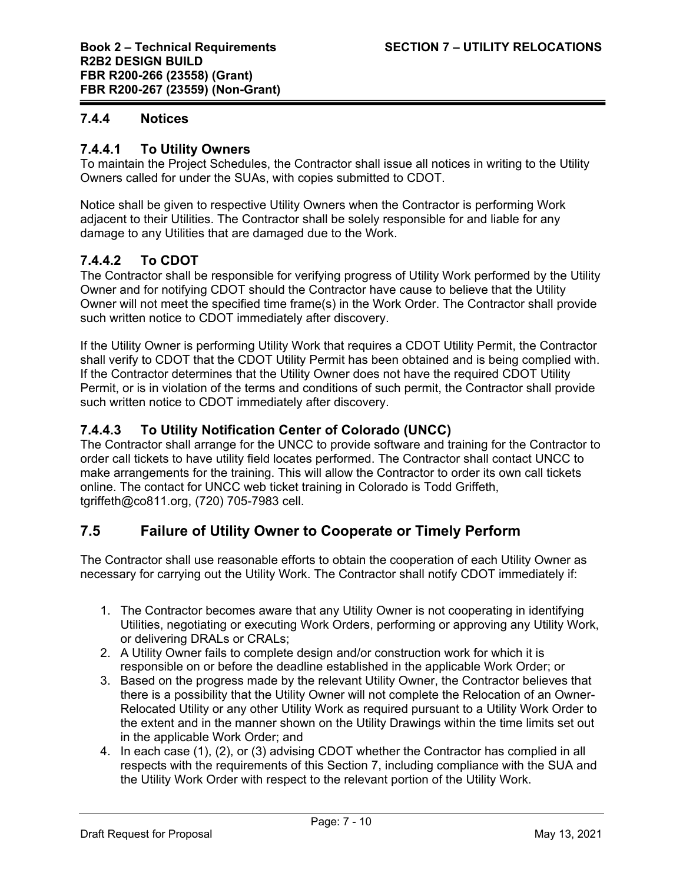### 7.4.4 Notices

#### 7.4.4.1 To Utility Owners

To maintain the Project Schedules, the Contractor shall issue all notices in writing to the Utility Owners called for under the SUAs, with copies submitted to CDOT.

Notice shall be given to respective Utility Owners when the Contractor is performing Work adjacent to their Utilities. The Contractor shall be solely responsible for and liable for any damage to any Utilities that are damaged due to the Work.

#### 7.4.4.2 To CDOT

The Contractor shall be responsible for verifying progress of Utility Work performed by the Utility Owner and for notifying CDOT should the Contractor have cause to believe that the Utility Owner will not meet the specified time frame(s) in the Work Order. The Contractor shall provide such written notice to CDOT immediately after discovery.

If the Utility Owner is performing Utility Work that requires a CDOT Utility Permit, the Contractor shall verify to CDOT that the CDOT Utility Permit has been obtained and is being complied with. If the Contractor determines that the Utility Owner does not have the required CDOT Utility Permit, or is in violation of the terms and conditions of such permit, the Contractor shall provide such written notice to CDOT immediately after discovery.

#### 7.4.4.3 To Utility Notification Center of Colorado (UNCC)

The Contractor shall arrange for the UNCC to provide software and training for the Contractor to order call tickets to have utility field locates performed. The Contractor shall contact UNCC to make arrangements for the training. This will allow the Contractor to order its own call tickets online. The contact for UNCC web ticket training in Colorado is Todd Griffeth, tgriffeth@co811.org, (720) 705-7983 cell.

## 7.5 Failure of Utility Owner to Cooperate or Timely Perform

The Contractor shall use reasonable efforts to obtain the cooperation of each Utility Owner as necessary for carrying out the Utility Work. The Contractor shall notify CDOT immediately if:

1. The Contractor becomes aware that any Utility Owner is not cooperating in identifying Utilities, negotiating or executing Work Orders, performing or approving any Utility Work, or delivering DRALs or CRALs;
2. A Utility Owner fails to complete design and/or construction work for which it is responsible on or before the deadline established in the applicable Work Order; or
3. Based on the progress made by the relevant Utility Owner, the Contractor believes that there is a possibility that the Utility Owner will not complete the Relocation of an Owner-Relocated Utility or any other Utility Work as required pursuant to a Utility Work Order to the extent and in the manner shown on the Utility Drawings within the time limits set out in the applicable Work Order; and
4. In each case (1), (2), or (3) advising CDOT whether the Contractor has complied in all respects with the requirements of this Section 7, including compliance with the SUA and the Utility Work Order with respect to the relevant portion of the Utility Work.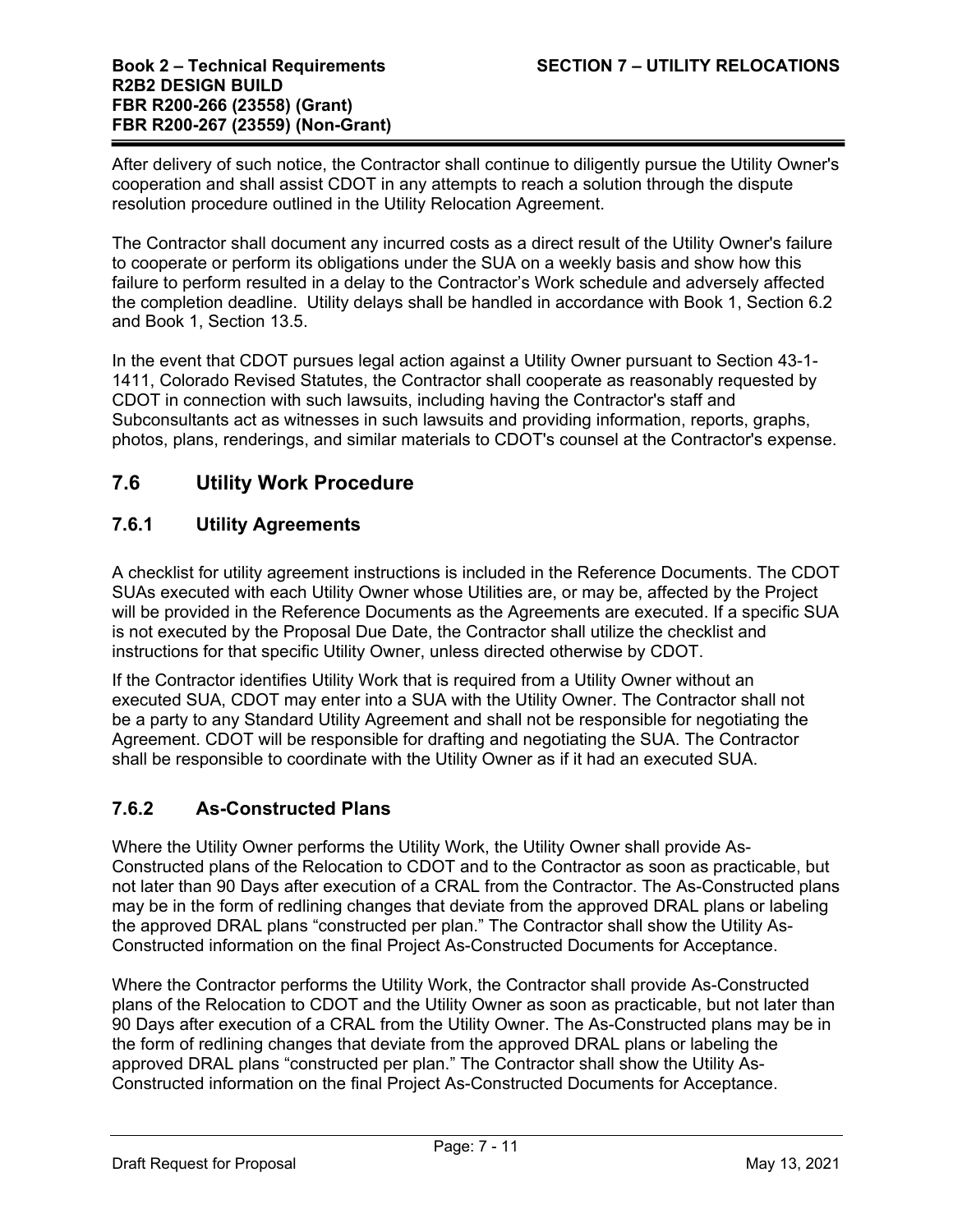After delivery of such notice, the Contractor shall continue to diligently pursue the Utility Owner's cooperation and shall assist CDOT in any attempts to reach a solution through the dispute resolution procedure outlined in the Utility Relocation Agreement.

The Contractor shall document any incurred costs as a direct result of the Utility Owner's failure to cooperate or perform its obligations under the SUA on a weekly basis and show how this failure to perform resulted in a delay to the Contractor's Work schedule and adversely affected the completion deadline. Utility delays shall be handled in accordance with Book 1, Section 6.2 and Book 1, Section 13.5.

In the event that CDOT pursues legal action against a Utility Owner pursuant to Section 43-1-1411, Colorado Revised Statutes, the Contractor shall cooperate as reasonably requested by CDOT in connection with such lawsuits, including having the Contractor's staff and Subconsultants act as witnesses in such lawsuits and providing information, reports, graphs, photos, plans, renderings, and similar materials to CDOT's counsel at the Contractor's expense.

## 7.6 Utility Work Procedure

### 7.6.1 Utility Agreements

A checklist for utility agreement instructions is included in the Reference Documents. The CDOT SUAs executed with each Utility Owner whose Utilities are, or may be, affected by the Project will be provided in the Reference Documents as the Agreements are executed. If a specific SUA is not executed by the Proposal Due Date, the Contractor shall utilize the checklist and instructions for that specific Utility Owner, unless directed otherwise by CDOT.

If the Contractor identifies Utility Work that is required from a Utility Owner without an executed SUA, CDOT may enter into a SUA with the Utility Owner. The Contractor shall not be a party to any Standard Utility Agreement and shall not be responsible for negotiating the Agreement. CDOT will be responsible for drafting and negotiating the SUA. The Contractor shall be responsible to coordinate with the Utility Owner as if it had an executed SUA.

### 7.6.2 As-Constructed Plans

Where the Utility Owner performs the Utility Work, the Utility Owner shall provide As-Constructed plans of the Relocation to CDOT and to the Contractor as soon as practicable, but not later than 90 Days after execution of a CRAL from the Contractor. The As-Constructed plans may be in the form of redlining changes that deviate from the approved DRAL plans or labeling the approved DRAL plans "constructed per plan." The Contractor shall show the Utility As-Constructed information on the final Project As-Constructed Documents for Acceptance.

Where the Contractor performs the Utility Work, the Contractor shall provide As-Constructed plans of the Relocation to CDOT and the Utility Owner as soon as practicable, but not later than 90 Days after execution of a CRAL from the Utility Owner. The As-Constructed plans may be in the form of redlining changes that deviate from the approved DRAL plans or labeling the approved DRAL plans "constructed per plan." The Contractor shall show the Utility As-Constructed information on the final Project As-Constructed Documents for Acceptance.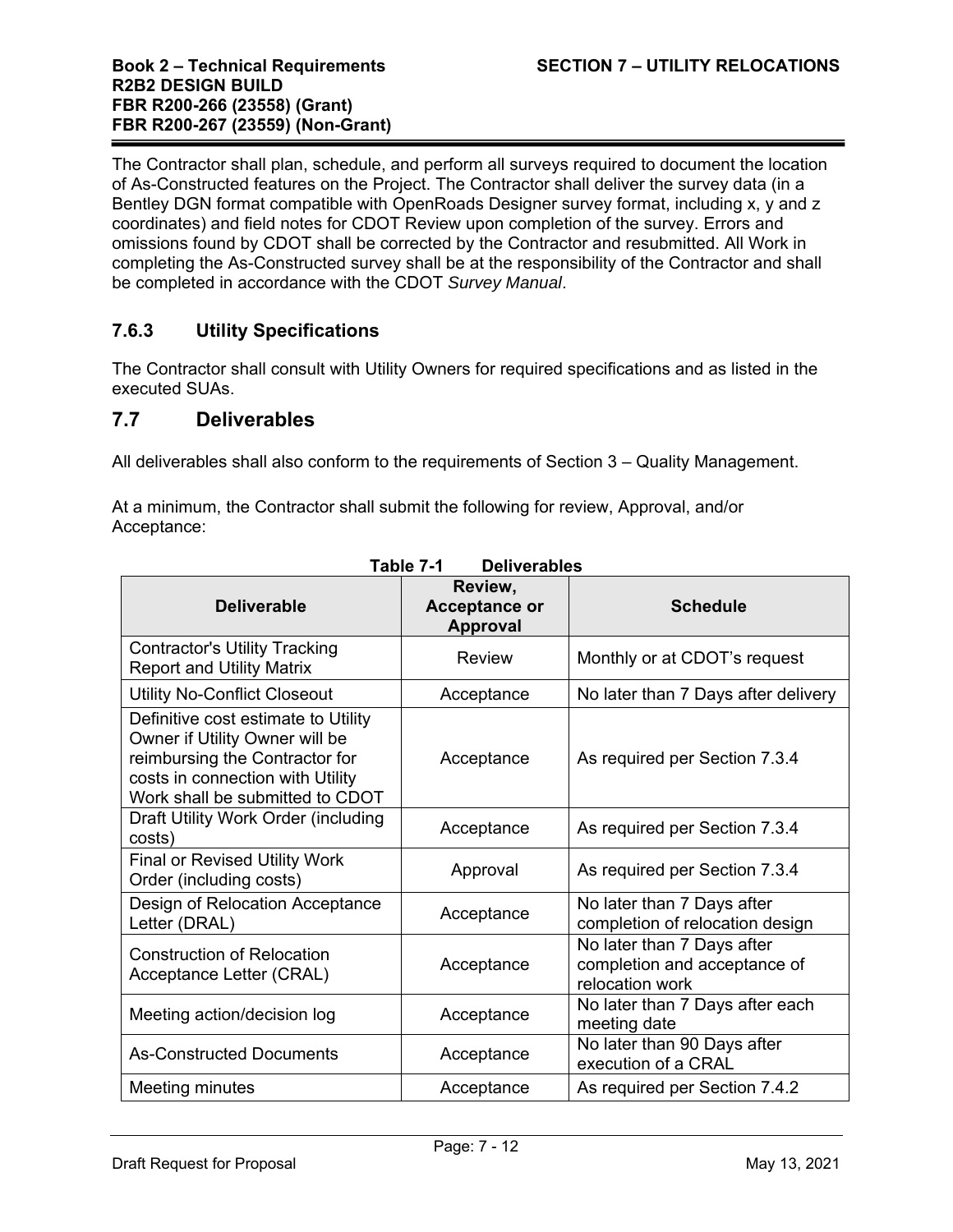The Contractor shall plan, schedule, and perform all surveys required to document the location of As-Constructed features on the Project. The Contractor shall deliver the survey data (in a Bentley DGN format compatible with OpenRoads Designer survey format, including x, y and z coordinates) and field notes for CDOT Review upon completion of the survey. Errors and omissions found by CDOT shall be corrected by the Contractor and resubmitted. All Work in completing the As-Constructed survey shall be at the responsibility of the Contractor and shall be completed in accordance with the CDOT *Survey Manual*.

### 7.6.3 Utility Specifications

The Contractor shall consult with Utility Owners for required specifications and as listed in the executed SUAs.

## 7.7 Deliverables

All deliverables shall also conform to the requirements of Section 3 – Quality Management.

At a minimum, the Contractor shall submit the following for review, Approval, and/or Acceptance:

**Table 7-1 Deliverables**

| Deliverable | Review, Acceptance or Approval | Schedule |
|---|---|---|
| Contractor's Utility Tracking Report and Utility Matrix | Review | Monthly or at CDOT's request |
| Utility No-Conflict Closeout | Acceptance | No later than 7 Days after delivery |
| Definitive cost estimate to Utility Owner if Utility Owner will be reimbursing the Contractor for costs in connection with Utility Work shall be submitted to CDOT | Acceptance | As required per Section 7.3.4 |
| Draft Utility Work Order (including costs) | Acceptance | As required per Section 7.3.4 |
| Final or Revised Utility Work Order (including costs) | Approval | As required per Section 7.3.4 |
| Design of Relocation Acceptance Letter (DRAL) | Acceptance | No later than 7 Days after completion of relocation design |
| Construction of Relocation Acceptance Letter (CRAL) | Acceptance | No later than 7 Days after completion and acceptance of relocation work |
| Meeting action/decision log | Acceptance | No later than 7 Days after each meeting date |
| As-Constructed Documents | Acceptance | No later than 90 Days after execution of a CRAL |
| Meeting minutes | Acceptance | As required per Section 7.4.2 |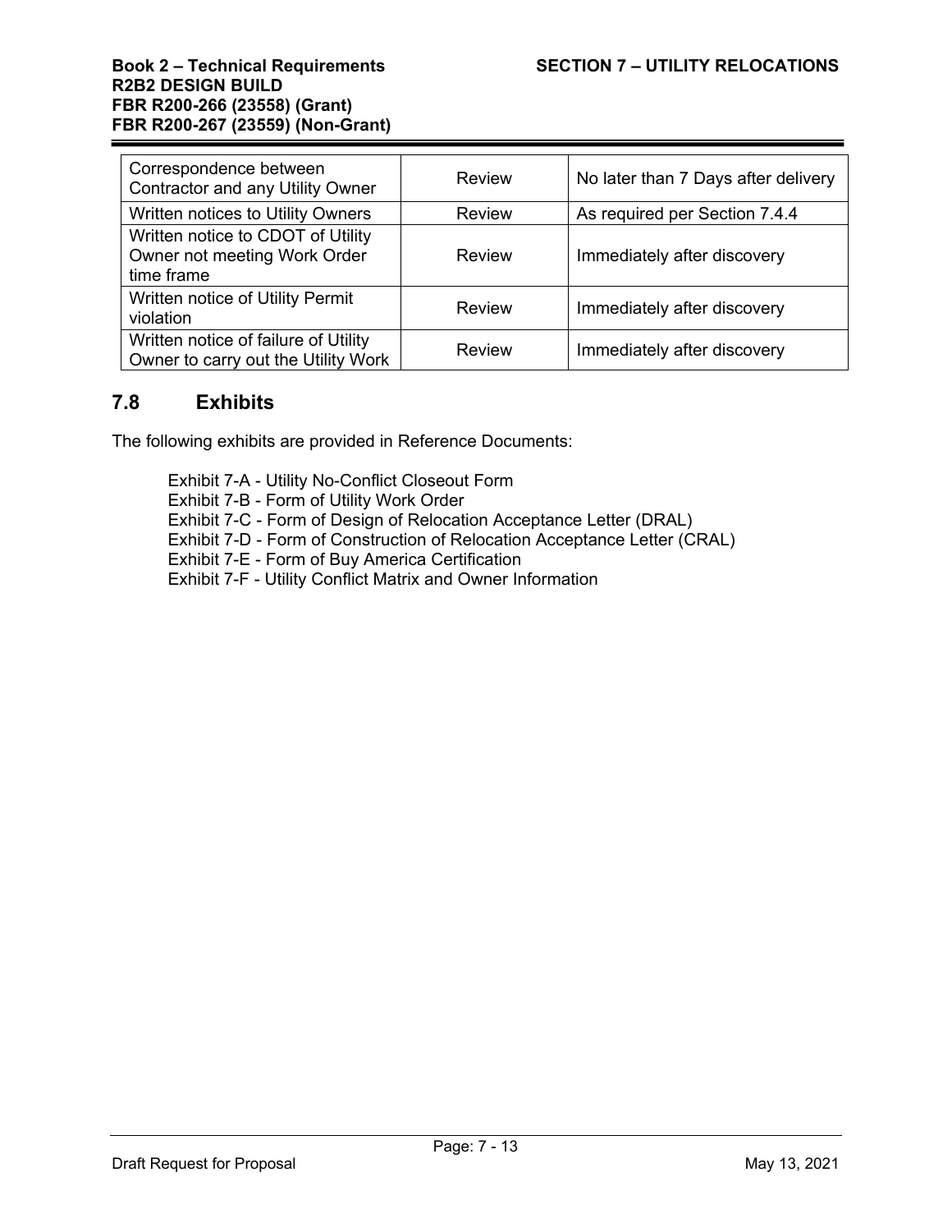| | | |
|---|---|---|
| Correspondence between Contractor and any Utility Owner | Review | No later than 7 Days after delivery |
| Written notices to Utility Owners | Review | As required per Section 7.4.4 |
| Written notice to CDOT of Utility Owner not meeting Work Order time frame | Review | Immediately after discovery |
| Written notice of Utility Permit violation | Review | Immediately after discovery |
| Written notice of failure of Utility Owner to carry out the Utility Work | Review | Immediately after discovery |

## 7.8 Exhibits

The following exhibits are provided in Reference Documents:

Exhibit 7-A - Utility No-Conflict Closeout Form
Exhibit 7-B - Form of Utility Work Order
Exhibit 7-C - Form of Design of Relocation Acceptance Letter (DRAL)
Exhibit 7-D - Form of Construction of Relocation Acceptance Letter (CRAL)
Exhibit 7-E - Form of Buy America Certification
Exhibit 7-F - Utility Conflict Matrix and Owner Information